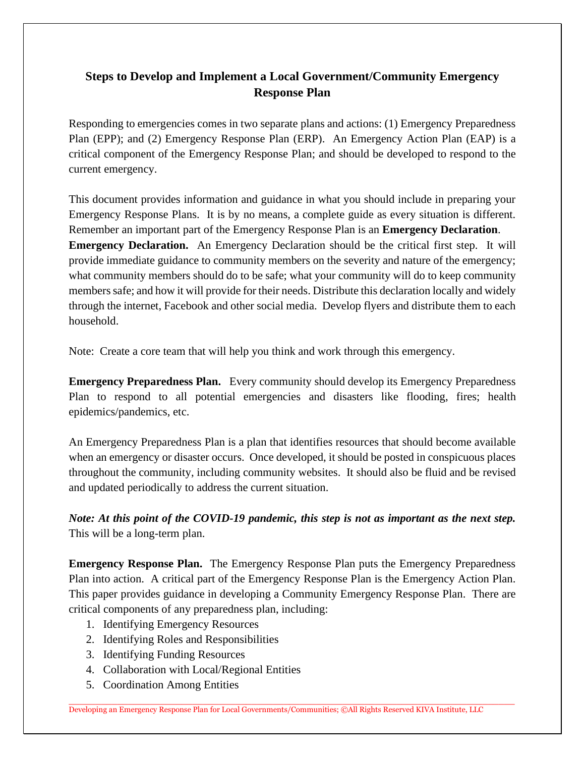# Steps to Develop and Implement a Local Government/Community Emergency Response Plan

Responding to emergencies comes in two separate plans and actions: (1) Emergency Preparedness Plan (EPP); and (2) Emergency Response Plan (ERP). An Emergency Action Plan (EAP) is a critical component of the Emergency Response Plan; and should be developed to respond to the current emergency.

This document provides information and guidance in what you should include in preparing your Emergency Response Plans. It is by no means, a complete guide as every situation is different. Remember an important part of the Emergency Response Plan is an **Emergency Declaration**.

**Emergency Declaration.** An Emergency Declaration should be the critical first step. It will provide immediate guidance to community members on the severity and nature of the emergency; what community members should do to be safe; what your community will do to keep community members safe; and how it will provide for their needs. Distribute this declaration locally and widely through the internet, Facebook and other social media. Develop flyers and distribute them to each household.

Note: Create a core team that will help you think and work through this emergency.

**Emergency Preparedness Plan.** Every community should develop its Emergency Preparedness Plan to respond to all potential emergencies and disasters like flooding, fires; health epidemics/pandemics, etc.

An Emergency Preparedness Plan is a plan that identifies resources that should become available when an emergency or disaster occurs. Once developed, it should be posted in conspicuous places throughout the community, including community websites. It should also be fluid and be revised and updated periodically to address the current situation.

***Note: At this point of the COVID-19 pandemic, this step is not as important as the next step.*** This will be a long-term plan.

**Emergency Response Plan.** The Emergency Response Plan puts the Emergency Preparedness Plan into action. A critical part of the Emergency Response Plan is the Emergency Action Plan. This paper provides guidance in developing a Community Emergency Response Plan. There are critical components of any preparedness plan, including:

1. Identifying Emergency Resources
2. Identifying Roles and Responsibilities
3. Identifying Funding Resources
4. Collaboration with Local/Regional Entities
5. Coordination Among Entities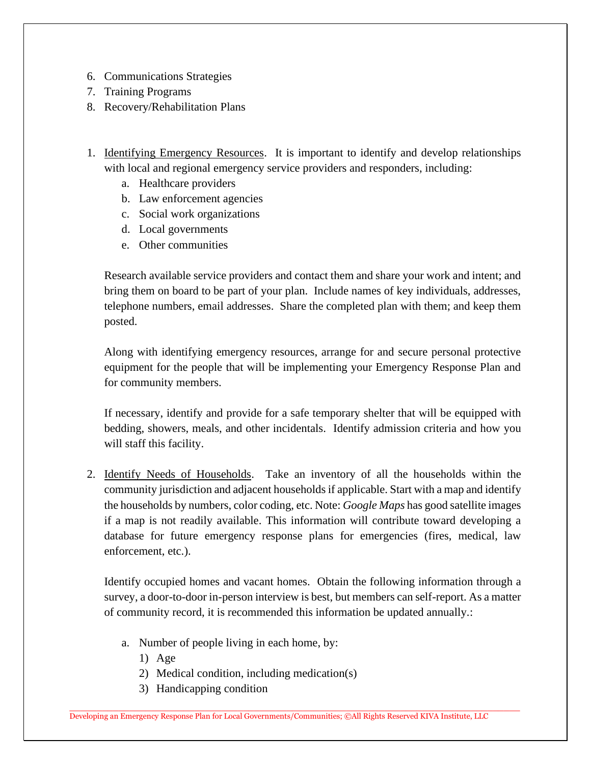6. Communications Strategies
7. Training Programs
8. Recovery/Rehabilitation Plans

1. <u>Identifying Emergency Resources</u>. It is important to identify and develop relationships with local and regional emergency service providers and responders, including:
   a. Healthcare providers
   b. Law enforcement agencies
   c. Social work organizations
   d. Local governments
   e. Other communities

   Research available service providers and contact them and share your work and intent; and bring them on board to be part of your plan. Include names of key individuals, addresses, telephone numbers, email addresses. Share the completed plan with them; and keep them posted.

   Along with identifying emergency resources, arrange for and secure personal protective equipment for the people that will be implementing your Emergency Response Plan and for community members.

   If necessary, identify and provide for a safe temporary shelter that will be equipped with bedding, showers, meals, and other incidentals. Identify admission criteria and how you will staff this facility.

2. <u>Identify Needs of Households</u>. Take an inventory of all the households within the community jurisdiction and adjacent households if applicable. Start with a map and identify the households by numbers, color coding, etc. Note: *Google Maps* has good satellite images if a map is not readily available. This information will contribute toward developing a database for future emergency response plans for emergencies (fires, medical, law enforcement, etc.).

   Identify occupied homes and vacant homes. Obtain the following information through a survey, a door-to-door in-person interview is best, but members can self-report. As a matter of community record, it is recommended this information be updated annually.:

   a. Number of people living in each home, by:
      1) Age
      2) Medical condition, including medication(s)
      3) Handicapping condition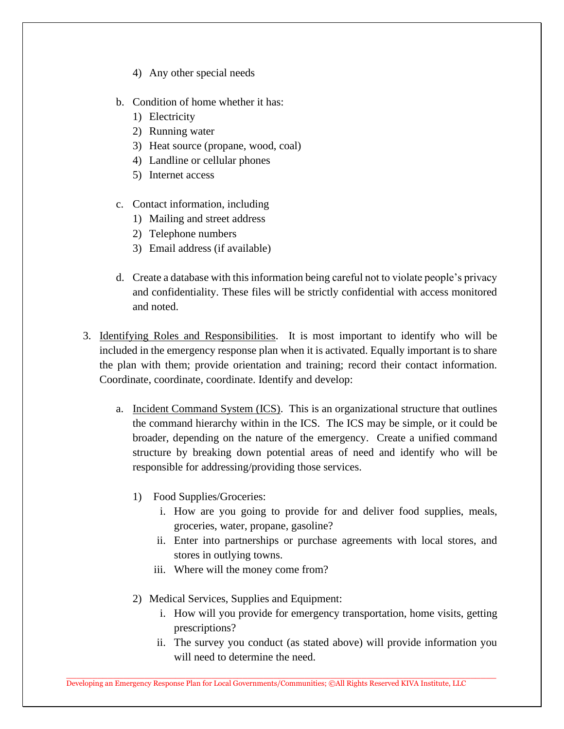4) Any other special needs

b. Condition of home whether it has:
   1) Electricity
   2) Running water
   3) Heat source (propane, wood, coal)
   4) Landline or cellular phones
   5) Internet access

c. Contact information, including
   1) Mailing and street address
   2) Telephone numbers
   3) Email address (if available)

d. Create a database with this information being careful not to violate people's privacy and confidentiality. These files will be strictly confidential with access monitored and noted.

3. Identifying Roles and Responsibilities. It is most important to identify who will be included in the emergency response plan when it is activated. Equally important is to share the plan with them; provide orientation and training; record their contact information. Coordinate, coordinate, coordinate. Identify and develop:

   a. Incident Command System (ICS). This is an organizational structure that outlines the command hierarchy within in the ICS. The ICS may be simple, or it could be broader, depending on the nature of the emergency. Create a unified command structure by breaking down potential areas of need and identify who will be responsible for addressing/providing those services.

      1) Food Supplies/Groceries:
         i. How are you going to provide for and deliver food supplies, meals, groceries, water, propane, gasoline?
         ii. Enter into partnerships or purchase agreements with local stores, and stores in outlying towns.
         iii. Where will the money come from?

      2) Medical Services, Supplies and Equipment:
         i. How will you provide for emergency transportation, home visits, getting prescriptions?
         ii. The survey you conduct (as stated above) will provide information you will need to determine the need.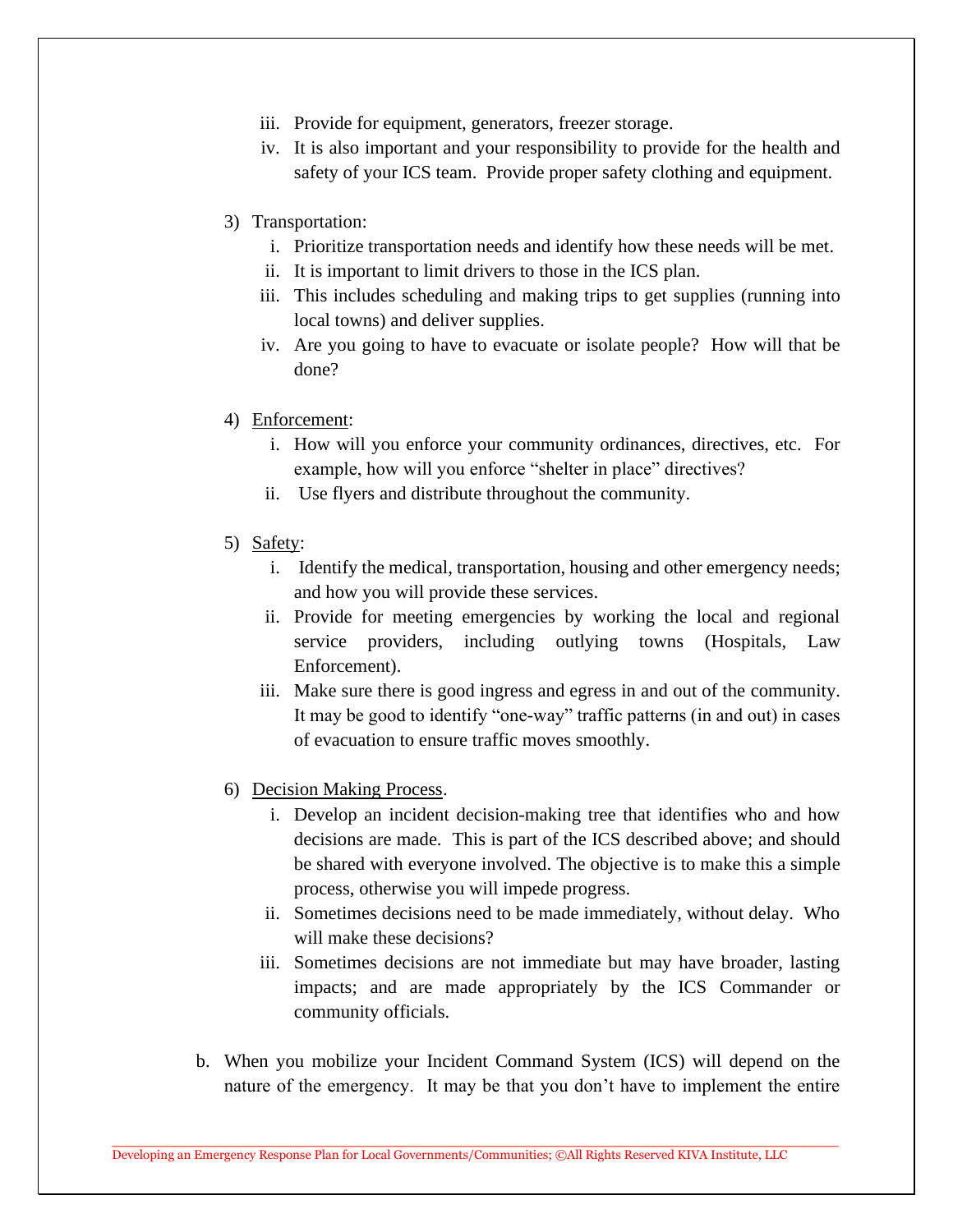iii. Provide for equipment, generators, freezer storage.
   iv. It is also important and your responsibility to provide for the health and safety of your ICS team. Provide proper safety clothing and equipment.

3) Transportation:
   i. Prioritize transportation needs and identify how these needs will be met.
   ii. It is important to limit drivers to those in the ICS plan.
   iii. This includes scheduling and making trips to get supplies (running into local towns) and deliver supplies.
   iv. Are you going to have to evacuate or isolate people? How will that be done?

4) <u>Enforcement</u>:
   i. How will you enforce your community ordinances, directives, etc. For example, how will you enforce "shelter in place" directives?
   ii. Use flyers and distribute throughout the community.

5) <u>Safety</u>:
   i. Identify the medical, transportation, housing and other emergency needs; and how you will provide these services.
   ii. Provide for meeting emergencies by working the local and regional service providers, including outlying towns (Hospitals, Law Enforcement).
   iii. Make sure there is good ingress and egress in and out of the community. It may be good to identify "one-way" traffic patterns (in and out) in cases of evacuation to ensure traffic moves smoothly.

6) <u>Decision Making Process</u>.
   i. Develop an incident decision-making tree that identifies who and how decisions are made. This is part of the ICS described above; and should be shared with everyone involved. The objective is to make this a simple process, otherwise you will impede progress.
   ii. Sometimes decisions need to be made immediately, without delay. Who will make these decisions?
   iii. Sometimes decisions are not immediate but may have broader, lasting impacts; and are made appropriately by the ICS Commander or community officials.

b. When you mobilize your Incident Command System (ICS) will depend on the nature of the emergency. It may be that you don't have to implement the entire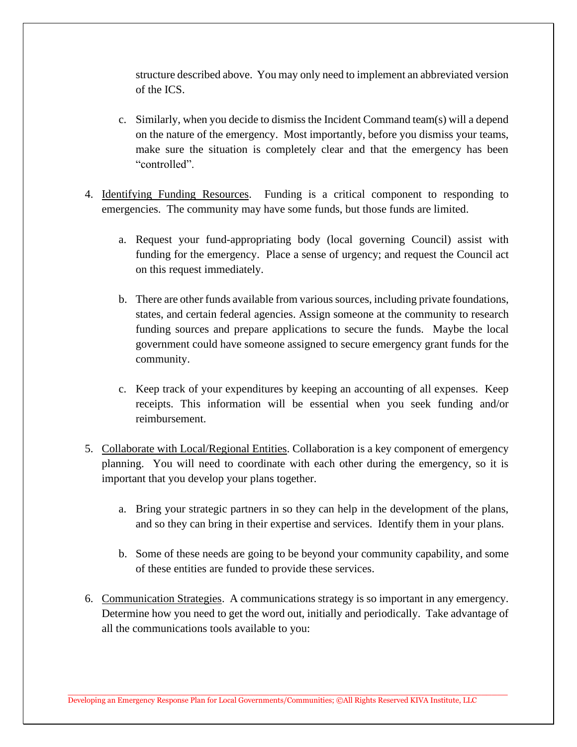structure described above. You may only need to implement an abbreviated version of the ICS.

c. Similarly, when you decide to dismiss the Incident Command team(s) will a depend on the nature of the emergency. Most importantly, before you dismiss your teams, make sure the situation is completely clear and that the emergency has been "controlled".

4. Identifying Funding Resources. Funding is a critical component to responding to emergencies. The community may have some funds, but those funds are limited.

   a. Request your fund-appropriating body (local governing Council) assist with funding for the emergency. Place a sense of urgency; and request the Council act on this request immediately.

   b. There are other funds available from various sources, including private foundations, states, and certain federal agencies. Assign someone at the community to research funding sources and prepare applications to secure the funds. Maybe the local government could have someone assigned to secure emergency grant funds for the community.

   c. Keep track of your expenditures by keeping an accounting of all expenses. Keep receipts. This information will be essential when you seek funding and/or reimbursement.

5. Collaborate with Local/Regional Entities. Collaboration is a key component of emergency planning. You will need to coordinate with each other during the emergency, so it is important that you develop your plans together.

   a. Bring your strategic partners in so they can help in the development of the plans, and so they can bring in their expertise and services. Identify them in your plans.

   b. Some of these needs are going to be beyond your community capability, and some of these entities are funded to provide these services.

6. Communication Strategies. A communications strategy is so important in any emergency. Determine how you need to get the word out, initially and periodically. Take advantage of all the communications tools available to you: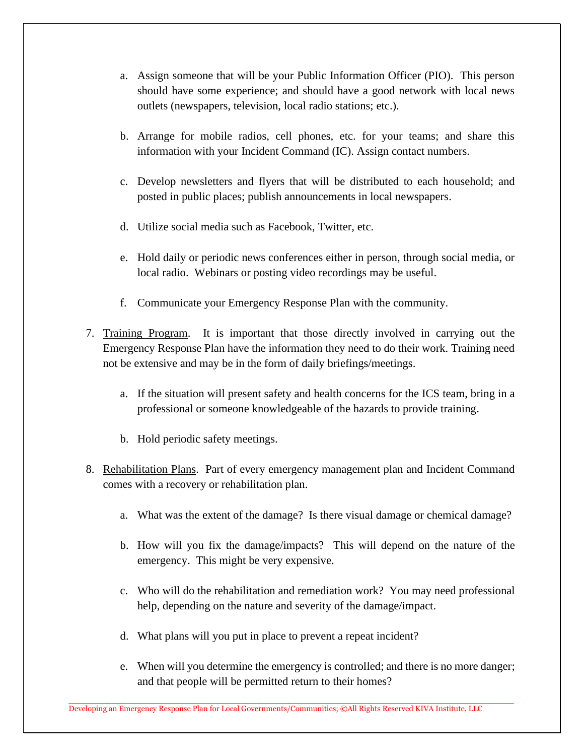a. Assign someone that will be your Public Information Officer (PIO). This person should have some experience; and should have a good network with local news outlets (newspapers, television, local radio stations; etc.).

b. Arrange for mobile radios, cell phones, etc. for your teams; and share this information with your Incident Command (IC). Assign contact numbers.

c. Develop newsletters and flyers that will be distributed to each household; and posted in public places; publish announcements in local newspapers.

d. Utilize social media such as Facebook, Twitter, etc.

e. Hold daily or periodic news conferences either in person, through social media, or local radio. Webinars or posting video recordings may be useful.

f. Communicate your Emergency Response Plan with the community.

7. <u>Training Program</u>. It is important that those directly involved in carrying out the Emergency Response Plan have the information they need to do their work. Training need not be extensive and may be in the form of daily briefings/meetings.

   a. If the situation will present safety and health concerns for the ICS team, bring in a professional or someone knowledgeable of the hazards to provide training.

   b. Hold periodic safety meetings.

8. <u>Rehabilitation Plans</u>. Part of every emergency management plan and Incident Command comes with a recovery or rehabilitation plan.

   a. What was the extent of the damage? Is there visual damage or chemical damage?

   b. How will you fix the damage/impacts? This will depend on the nature of the emergency. This might be very expensive.

   c. Who will do the rehabilitation and remediation work? You may need professional help, depending on the nature and severity of the damage/impact.

   d. What plans will you put in place to prevent a repeat incident?

   e. When will you determine the emergency is controlled; and there is no more danger; and that people will be permitted return to their homes?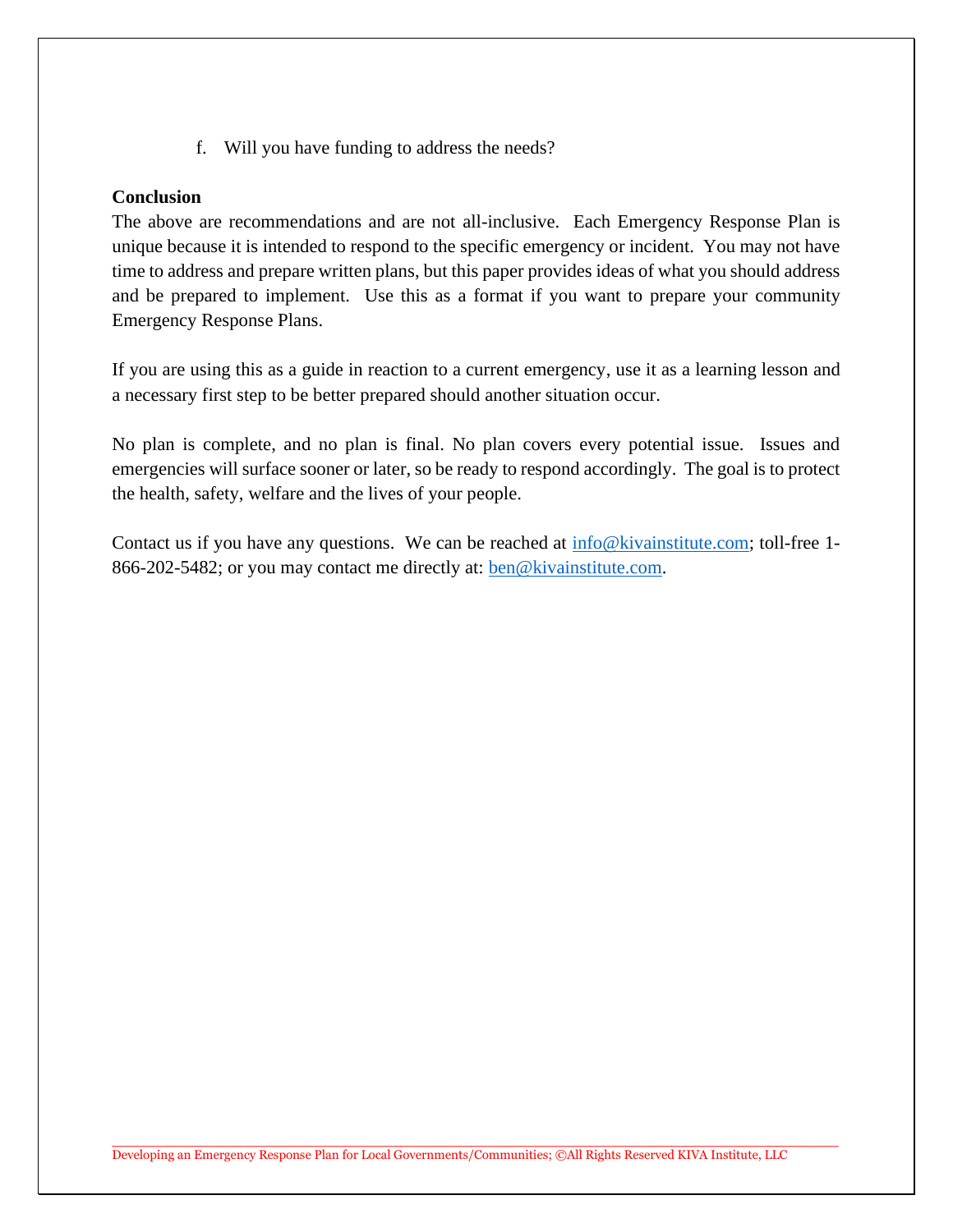f. Will you have funding to address the needs?

**Conclusion**

The above are recommendations and are not all-inclusive. Each Emergency Response Plan is unique because it is intended to respond to the specific emergency or incident. You may not have time to address and prepare written plans, but this paper provides ideas of what you should address and be prepared to implement. Use this as a format if you want to prepare your community Emergency Response Plans.

If you are using this as a guide in reaction to a current emergency, use it as a learning lesson and a necessary first step to be better prepared should another situation occur.

No plan is complete, and no plan is final. No plan covers every potential issue. Issues and emergencies will surface sooner or later, so be ready to respond accordingly. The goal is to protect the health, safety, welfare and the lives of your people.

Contact us if you have any questions. We can be reached at info@kivainstitute.com; toll-free 1-866-202-5482; or you may contact me directly at: ben@kivainstitute.com.